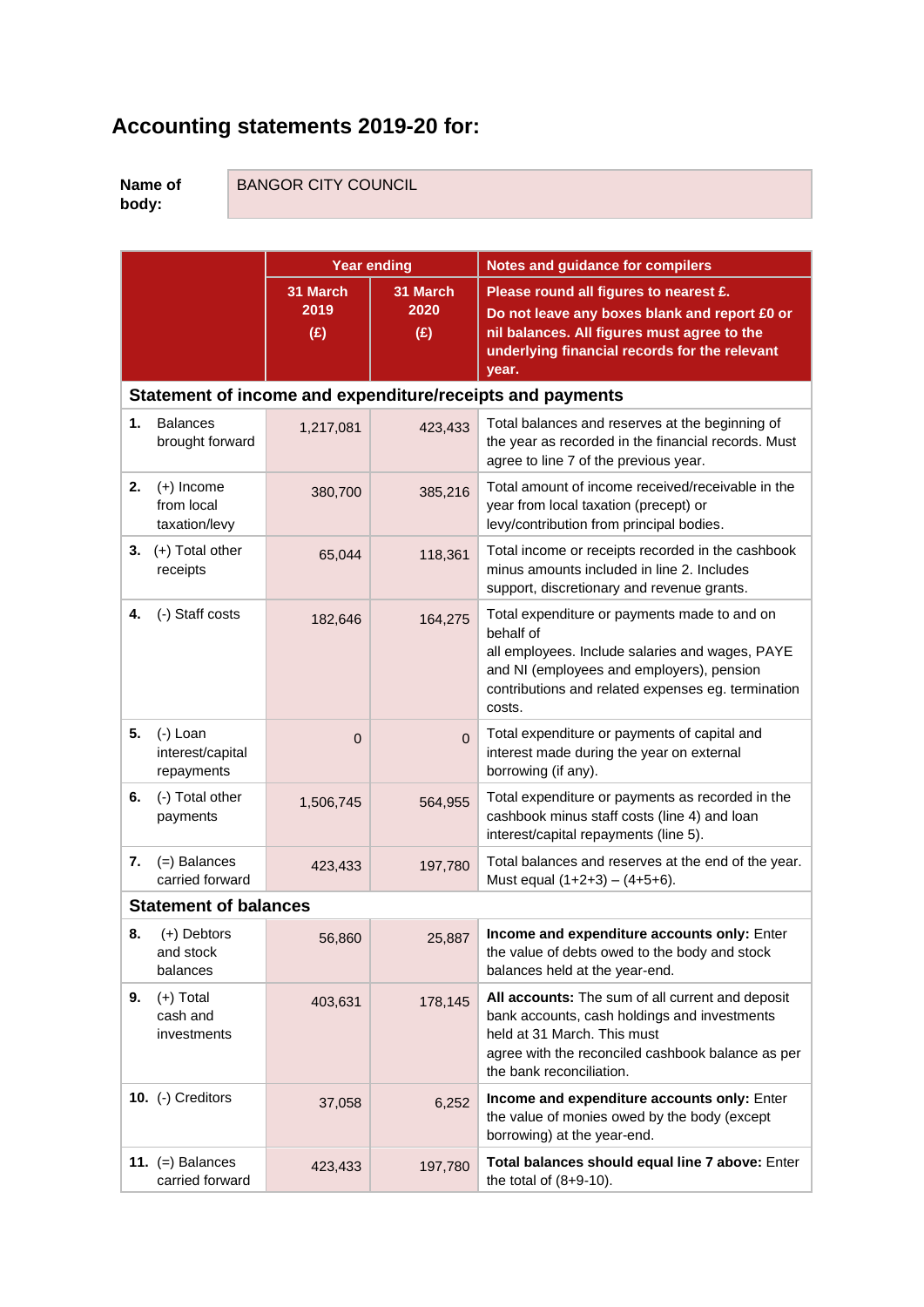## Accounting statements 2019-20 for:

| **Name of body:** | BANGOR CITY COUNCIL |
|---|---|

| | **Year ending** | | **Notes and guidance for compilers** |
|---|---|---|---|
| | **31 March 2019 (£)** | **31 March 2020 (£)** | **Please round all figures to nearest £. Do not leave any boxes blank and report £0 or nil balances. All figures must agree to the underlying financial records for the relevant year.** |
| **Statement of income and expenditure/receipts and payments** | | | |
| **1.** Balances brought forward | 1,217,081 | 423,433 | Total balances and reserves at the beginning of the year as recorded in the financial records. Must agree to line 7 of the previous year. |
| **2.** (+) Income from local taxation/levy | 380,700 | 385,216 | Total amount of income received/receivable in the year from local taxation (precept) or levy/contribution from principal bodies. |
| **3.** (+) Total other receipts | 65,044 | 118,361 | Total income or receipts recorded in the cashbook minus amounts included in line 2. Includes support, discretionary and revenue grants. |
| **4.** (-) Staff costs | 182,646 | 164,275 | Total expenditure or payments made to and on behalf of all employees. Include salaries and wages, PAYE and NI (employees and employers), pension contributions and related expenses eg. termination costs. |
| **5.** (-) Loan interest/capital repayments | 0 | 0 | Total expenditure or payments of capital and interest made during the year on external borrowing (if any). |
| **6.** (-) Total other payments | 1,506,745 | 564,955 | Total expenditure or payments as recorded in the cashbook minus staff costs (line 4) and loan interest/capital repayments (line 5). |
| **7.** (=) Balances carried forward | 423,433 | 197,780 | Total balances and reserves at the end of the year. Must equal (1+2+3) – (4+5+6). |
| **Statement of balances** | | | |
| **8.** (+) Debtors and stock balances | 56,860 | 25,887 | **Income and expenditure accounts only:** Enter the value of debts owed to the body and stock balances held at the year-end. |
| **9.** (+) Total cash and investments | 403,631 | 178,145 | **All accounts:** The sum of all current and deposit bank accounts, cash holdings and investments held at 31 March. This must agree with the reconciled cashbook balance as per the bank reconciliation. |
| **10.** (-) Creditors | 37,058 | 6,252 | **Income and expenditure accounts only:** Enter the value of monies owed by the body (except borrowing) at the year-end. |
| **11.** (=) Balances carried forward | 423,433 | 197,780 | **Total balances should equal line 7 above:** Enter the total of (8+9-10). |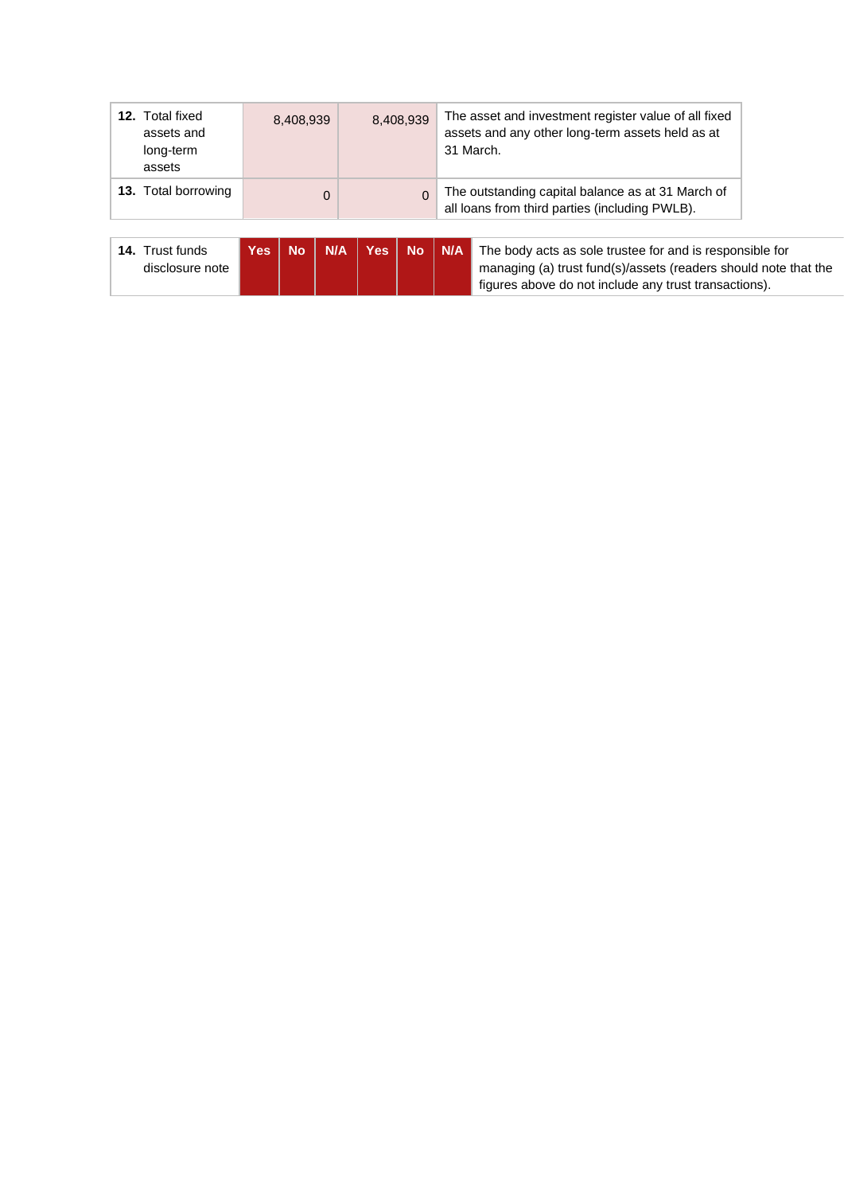| | | | |
|---|---|---|---|
| **12.** Total fixed assets and long-term assets | 8,408,939 | 8,408,939 | The asset and investment register value of all fixed assets and any other long-term assets held as at 31 March. |
| **13.** Total borrowing | 0 | 0 | The outstanding capital balance as at 31 March of all loans from third parties (including PWLB). |

| | | | | | | | |
|---|---|---|---|---|---|---|---|
| **14.** Trust funds disclosure note | Yes | No | N/A | Yes | No | N/A | The body acts as sole trustee for and is responsible for managing (a) trust fund(s)/assets (readers should note that the figures above do not include any trust transactions). |